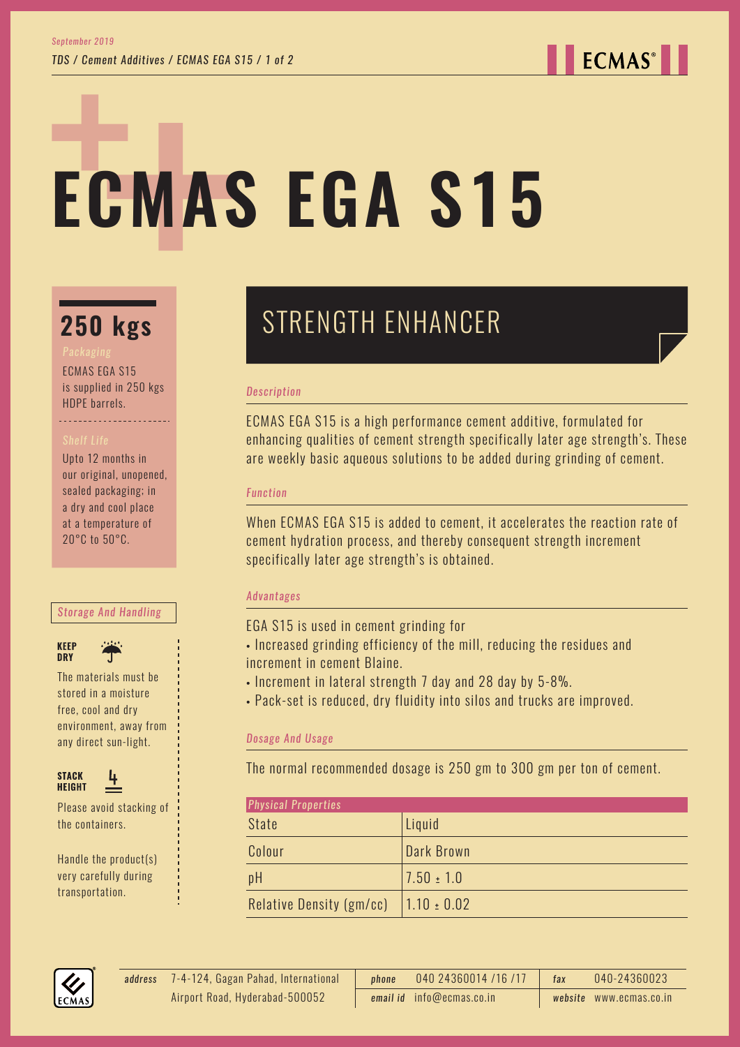# ECMAS EGA S15

## 250 kgs

*Packaging*

ECMAS EGA S15 is supplied in 250 kgs HDPE barrels.

*Shelf Life*

Upto 12 months in our original, unopened, sealed packaging; in a dry and cool place at a temperature of 20°C to 50°C.

*Storage And Handling*

**KEEP DRY**

The materials must be stored in a moisture free, cool and dry environment, away from any direct sun-light.

**STACK HEIGHT**

Please avoid stacking of the containers.

Handle the product(s) very carefully during transportation.

## STRENGTH ENHANCER

*Description*

ECMAS EGA S15 is a high performance cement additive, formulated for enhancing qualities of cement strength specifically later age strength's. These are weekly basic aqueous solutions to be added during grinding of cement.

*Function*

When ECMAS EGA S15 is added to cement, it accelerates the reaction rate of cement hydration process, and thereby consequent strength increment specifically later age strength's is obtained.

*Advantages*

EGA S15 is used in cement grinding for

- Increased grinding efficiency of the mill, reducing the residues and increment in cement Blaine.
- Increment in lateral strength 7 day and 28 day by 5-8%.
- Pack-set is reduced, dry fluidity into silos and trucks are improved.

*Dosage And Usage*

The normal recommended dosage is 250 gm to 300 gm per ton of cement.

| *Physical Properties* | |
|---|---|
| State | Liquid |
| Colour | Dark Brown |
| pH | 7.50 ± 1.0 |
| Relative Density (gm/cc) | 1.10 ± 0.02 |

*address* 7-4-124, Gagan Pahad, International Airport Road, Hyderabad-500052
*phone* 040 24360014 /16 /17
*email id* info@ecmas.co.in
*fax* 040-24360023
*website* www.ecmas.co.in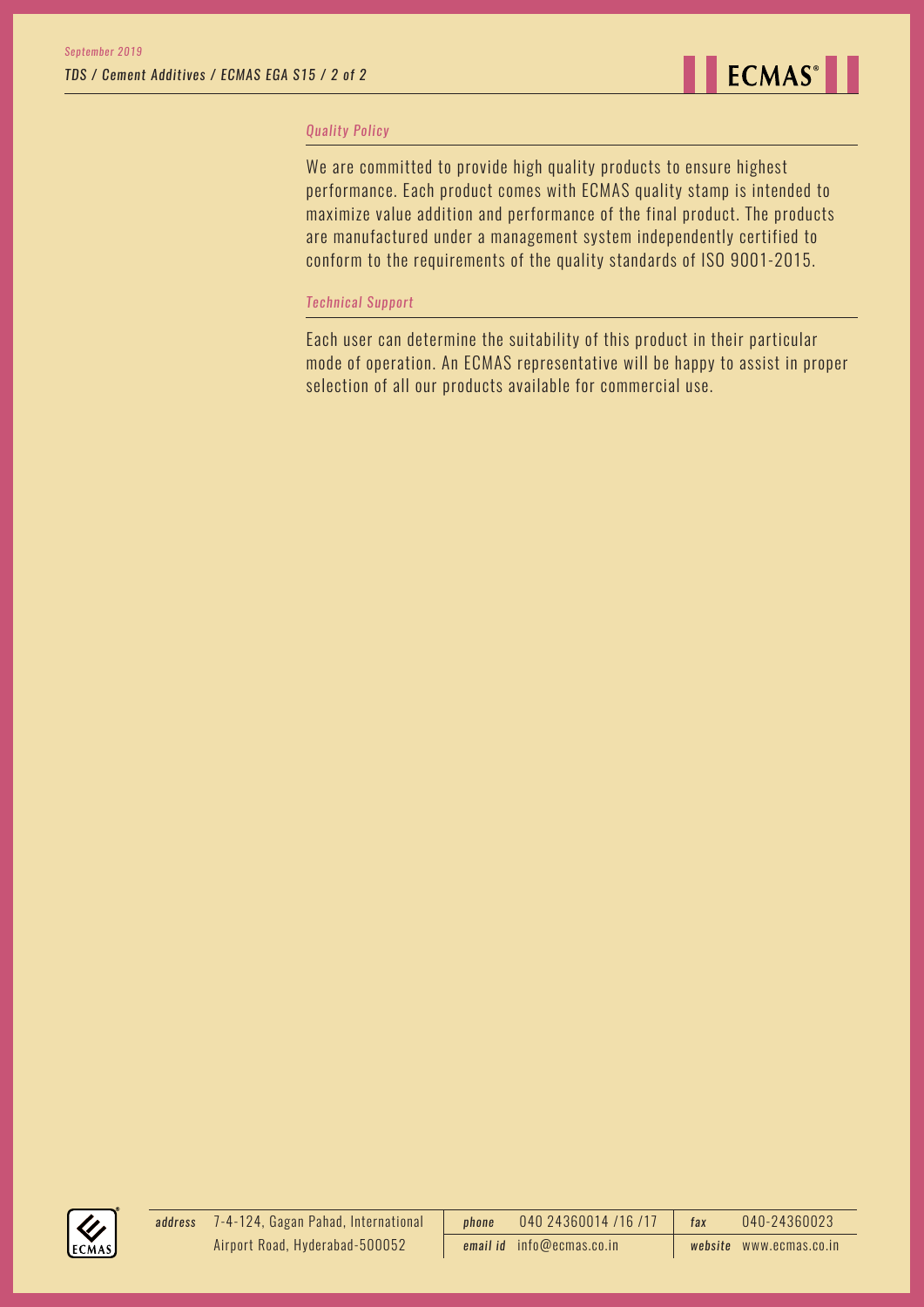### *Quality Policy*

We are committed to provide high quality products to ensure highest performance. Each product comes with ECMAS quality stamp is intended to maximize value addition and performance of the final product. The products are manufactured under a management system independently certified to conform to the requirements of the quality standards of ISO 9001-2015.

### *Technical Support*

Each user can determine the suitability of this product in their particular mode of operation. An ECMAS representative will be happy to assist in proper selection of all our products available for commercial use.

*address* 7-4-124, Gagan Pahad, International Airport Road, Hyderabad-500052

*phone* 040 24360014 /16 /17

*email id* info@ecmas.co.in

*fax* 040-24360023

*website* www.ecmas.co.in